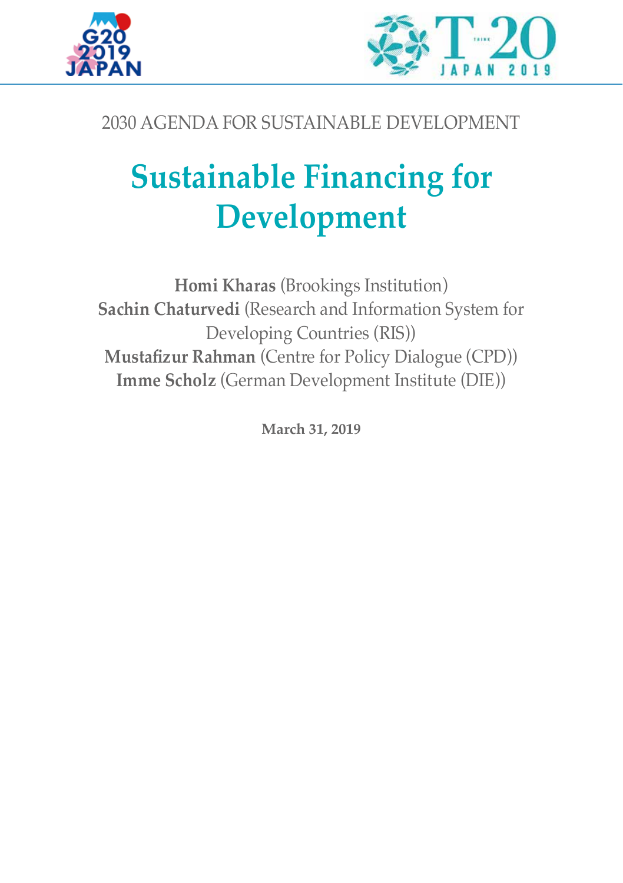2030 AGENDA FOR SUSTAINABLE DEVELOPMENT

# Sustainable Financing for Development

**Homi Kharas** (Brookings Institution)
**Sachin Chaturvedi** (Research and Information System for Developing Countries (RIS))
**Mustafizur Rahman** (Centre for Policy Dialogue (CPD))
**Imme Scholz** (German Development Institute (DIE))

**March 31, 2019**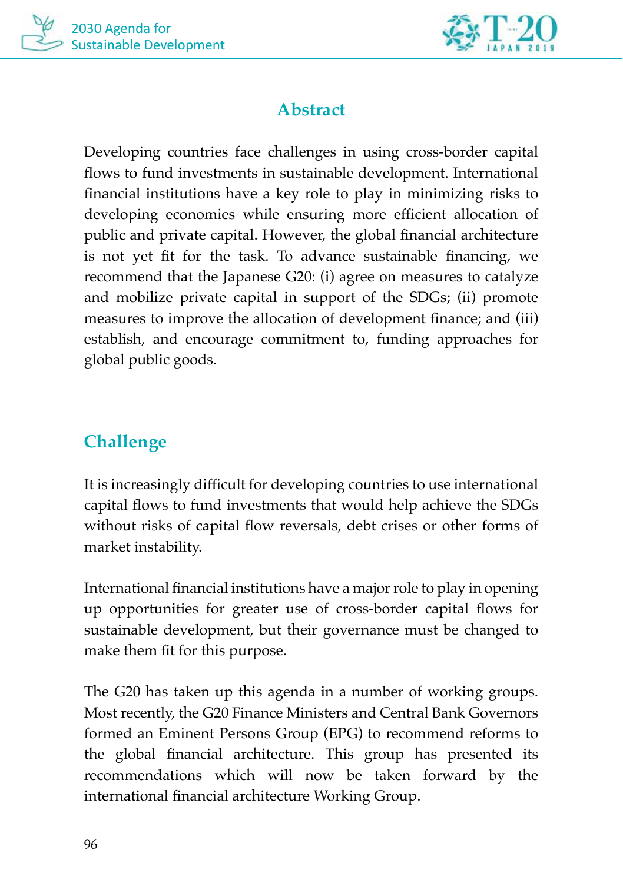## Abstract

Developing countries face challenges in using cross-border capital flows to fund investments in sustainable development. International financial institutions have a key role to play in minimizing risks to developing economies while ensuring more efficient allocation of public and private capital. However, the global financial architecture is not yet fit for the task. To advance sustainable financing, we recommend that the Japanese G20: (i) agree on measures to catalyze and mobilize private capital in support of the SDGs; (ii) promote measures to improve the allocation of development finance; and (iii) establish, and encourage commitment to, funding approaches for global public goods.

## Challenge

It is increasingly difficult for developing countries to use international capital flows to fund investments that would help achieve the SDGs without risks of capital flow reversals, debt crises or other forms of market instability.

International financial institutions have a major role to play in opening up opportunities for greater use of cross-border capital flows for sustainable development, but their governance must be changed to make them fit for this purpose.

The G20 has taken up this agenda in a number of working groups. Most recently, the G20 Finance Ministers and Central Bank Governors formed an Eminent Persons Group (EPG) to recommend reforms to the global financial architecture. This group has presented its recommendations which will now be taken forward by the international financial architecture Working Group.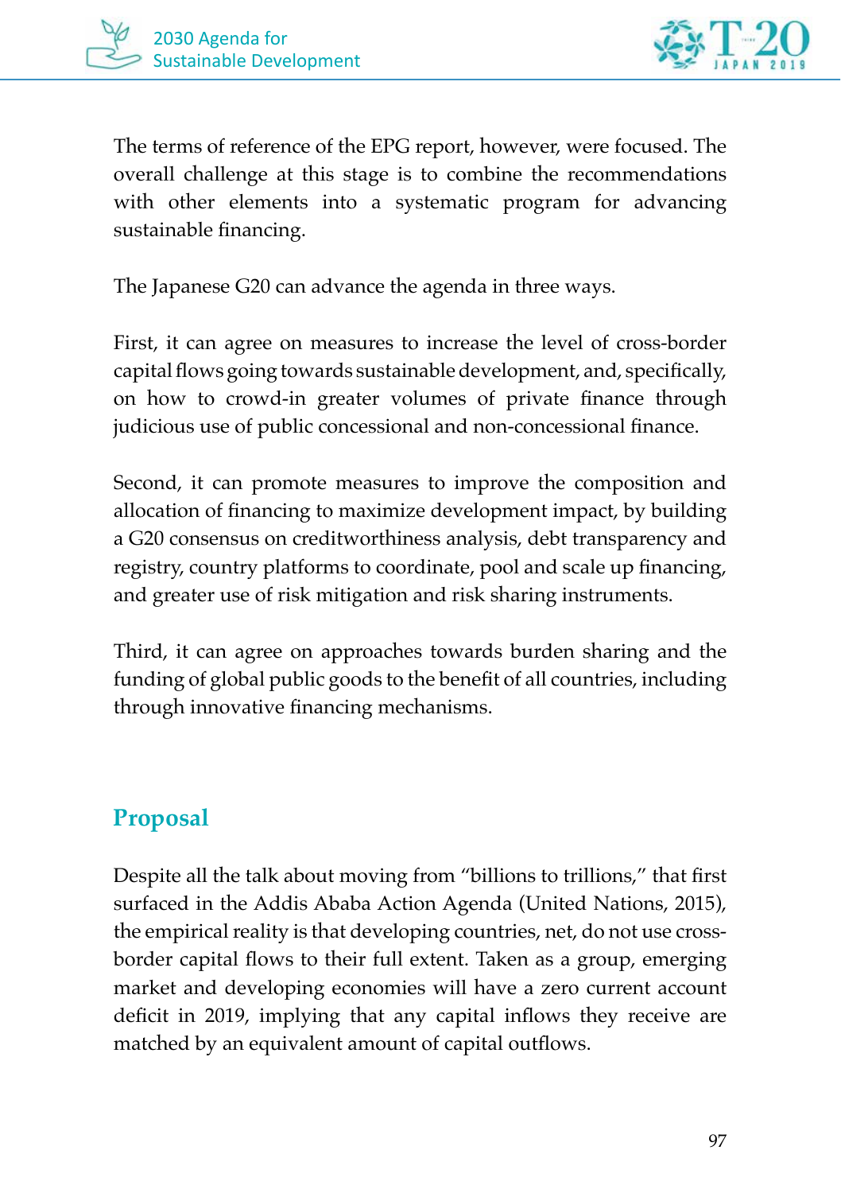The terms of reference of the EPG report, however, were focused. The overall challenge at this stage is to combine the recommendations with other elements into a systematic program for advancing sustainable financing.

The Japanese G20 can advance the agenda in three ways.

First, it can agree on measures to increase the level of cross-border capital flows going towards sustainable development, and, specifically, on how to crowd-in greater volumes of private finance through judicious use of public concessional and non-concessional finance.

Second, it can promote measures to improve the composition and allocation of financing to maximize development impact, by building a G20 consensus on creditworthiness analysis, debt transparency and registry, country platforms to coordinate, pool and scale up financing, and greater use of risk mitigation and risk sharing instruments.

Third, it can agree on approaches towards burden sharing and the funding of global public goods to the benefit of all countries, including through innovative financing mechanisms.

## Proposal

Despite all the talk about moving from "billions to trillions," that first surfaced in the Addis Ababa Action Agenda (United Nations, 2015), the empirical reality is that developing countries, net, do not use cross-border capital flows to their full extent. Taken as a group, emerging market and developing economies will have a zero current account deficit in 2019, implying that any capital inflows they receive are matched by an equivalent amount of capital outflows.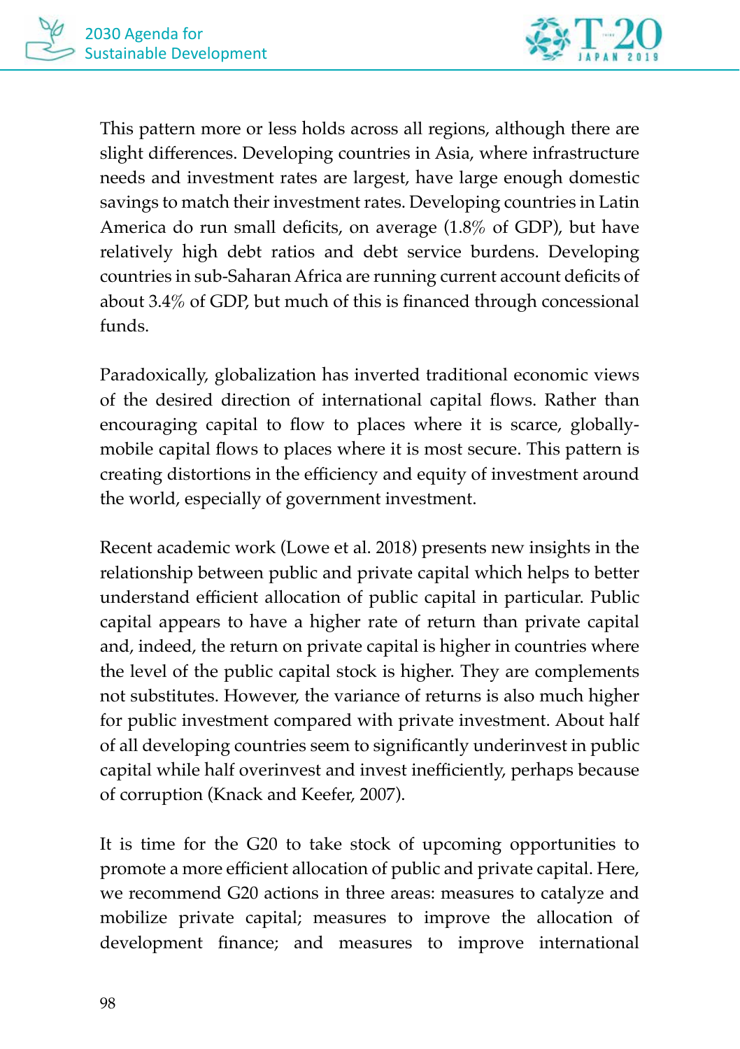This pattern more or less holds across all regions, although there are slight differences. Developing countries in Asia, where infrastructure needs and investment rates are largest, have large enough domestic savings to match their investment rates. Developing countries in Latin America do run small deficits, on average (1.8% of GDP), but have relatively high debt ratios and debt service burdens. Developing countries in sub-Saharan Africa are running current account deficits of about 3.4% of GDP, but much of this is financed through concessional funds.

Paradoxically, globalization has inverted traditional economic views of the desired direction of international capital flows. Rather than encouraging capital to flow to places where it is scarce, globally-mobile capital flows to places where it is most secure. This pattern is creating distortions in the efficiency and equity of investment around the world, especially of government investment.

Recent academic work (Lowe et al. 2018) presents new insights in the relationship between public and private capital which helps to better understand efficient allocation of public capital in particular. Public capital appears to have a higher rate of return than private capital and, indeed, the return on private capital is higher in countries where the level of the public capital stock is higher. They are complements not substitutes. However, the variance of returns is also much higher for public investment compared with private investment. About half of all developing countries seem to significantly underinvest in public capital while half overinvest and invest inefficiently, perhaps because of corruption (Knack and Keefer, 2007).

It is time for the G20 to take stock of upcoming opportunities to promote a more efficient allocation of public and private capital. Here, we recommend G20 actions in three areas: measures to catalyze and mobilize private capital; measures to improve the allocation of development finance; and measures to improve international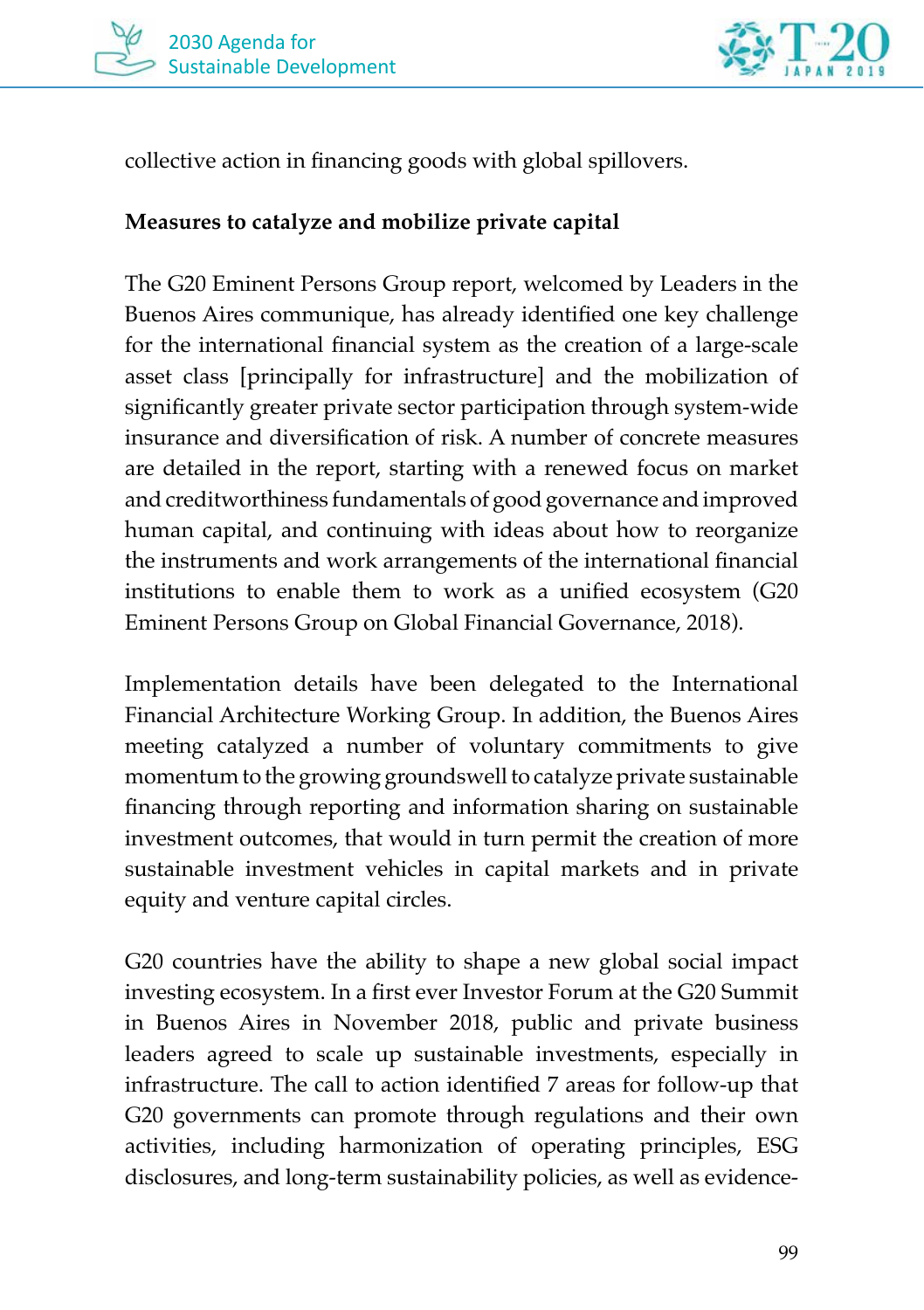collective action in financing goods with global spillovers.

**Measures to catalyze and mobilize private capital**

The G20 Eminent Persons Group report, welcomed by Leaders in the Buenos Aires communique, has already identified one key challenge for the international financial system as the creation of a large-scale asset class [principally for infrastructure] and the mobilization of significantly greater private sector participation through system-wide insurance and diversification of risk. A number of concrete measures are detailed in the report, starting with a renewed focus on market and creditworthiness fundamentals of good governance and improved human capital, and continuing with ideas about how to reorganize the instruments and work arrangements of the international financial institutions to enable them to work as a unified ecosystem (G20 Eminent Persons Group on Global Financial Governance, 2018).

Implementation details have been delegated to the International Financial Architecture Working Group. In addition, the Buenos Aires meeting catalyzed a number of voluntary commitments to give momentum to the growing groundswell to catalyze private sustainable financing through reporting and information sharing on sustainable investment outcomes, that would in turn permit the creation of more sustainable investment vehicles in capital markets and in private equity and venture capital circles.

G20 countries have the ability to shape a new global social impact investing ecosystem. In a first ever Investor Forum at the G20 Summit in Buenos Aires in November 2018, public and private business leaders agreed to scale up sustainable investments, especially in infrastructure. The call to action identified 7 areas for follow-up that G20 governments can promote through regulations and their own activities, including harmonization of operating principles, ESG disclosures, and long-term sustainability policies, as well as evidence-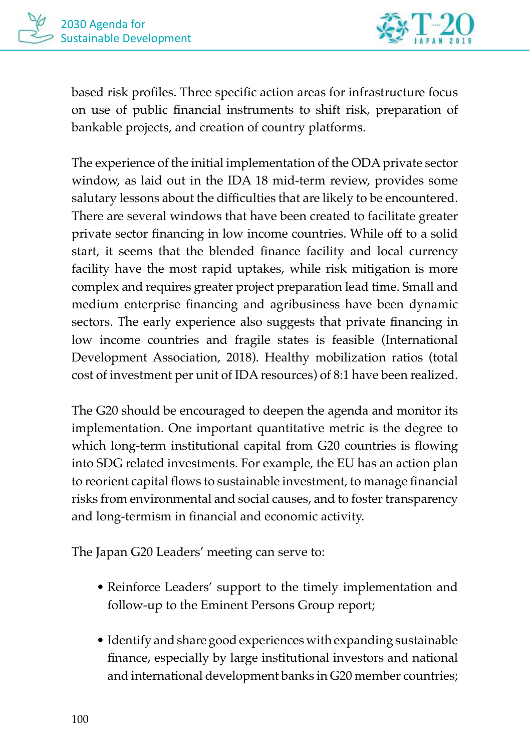based risk profiles. Three specific action areas for infrastructure focus on use of public financial instruments to shift risk, preparation of bankable projects, and creation of country platforms.

The experience of the initial implementation of the ODA private sector window, as laid out in the IDA 18 mid-term review, provides some salutary lessons about the difficulties that are likely to be encountered. There are several windows that have been created to facilitate greater private sector financing in low income countries. While off to a solid start, it seems that the blended finance facility and local currency facility have the most rapid uptakes, while risk mitigation is more complex and requires greater project preparation lead time. Small and medium enterprise financing and agribusiness have been dynamic sectors. The early experience also suggests that private financing in low income countries and fragile states is feasible (International Development Association, 2018). Healthy mobilization ratios (total cost of investment per unit of IDA resources) of 8:1 have been realized.

The G20 should be encouraged to deepen the agenda and monitor its implementation. One important quantitative metric is the degree to which long-term institutional capital from G20 countries is flowing into SDG related investments. For example, the EU has an action plan to reorient capital flows to sustainable investment, to manage financial risks from environmental and social causes, and to foster transparency and long-termism in financial and economic activity.

The Japan G20 Leaders' meeting can serve to:

- Reinforce Leaders' support to the timely implementation and follow-up to the Eminent Persons Group report;
- Identify and share good experiences with expanding sustainable finance, especially by large institutional investors and national and international development banks in G20 member countries;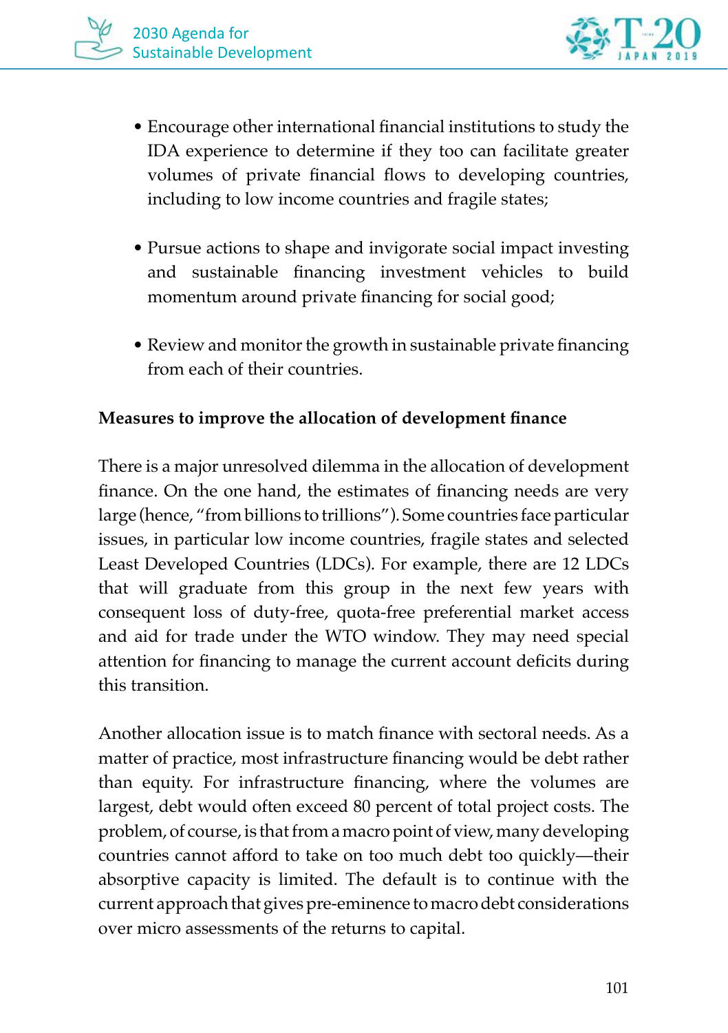- Encourage other international financial institutions to study the IDA experience to determine if they too can facilitate greater volumes of private financial flows to developing countries, including to low income countries and fragile states;

- Pursue actions to shape and invigorate social impact investing and sustainable financing investment vehicles to build momentum around private financing for social good;

- Review and monitor the growth in sustainable private financing from each of their countries.

**Measures to improve the allocation of development finance**

There is a major unresolved dilemma in the allocation of development finance. On the one hand, the estimates of financing needs are very large (hence, "from billions to trillions"). Some countries face particular issues, in particular low income countries, fragile states and selected Least Developed Countries (LDCs). For example, there are 12 LDCs that will graduate from this group in the next few years with consequent loss of duty-free, quota-free preferential market access and aid for trade under the WTO window. They may need special attention for financing to manage the current account deficits during this transition.

Another allocation issue is to match finance with sectoral needs. As a matter of practice, most infrastructure financing would be debt rather than equity. For infrastructure financing, where the volumes are largest, debt would often exceed 80 percent of total project costs. The problem, of course, is that from a macro point of view, many developing countries cannot afford to take on too much debt too quickly—their absorptive capacity is limited. The default is to continue with the current approach that gives pre-eminence to macro debt considerations over micro assessments of the returns to capital.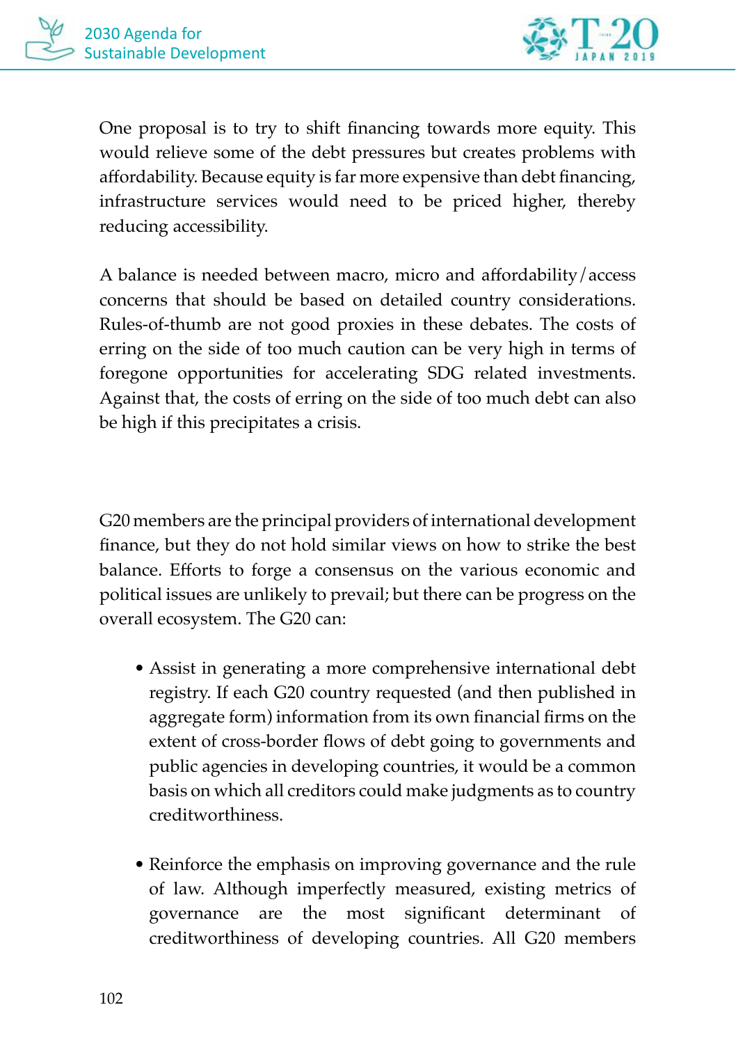One proposal is to try to shift financing towards more equity. This would relieve some of the debt pressures but creates problems with affordability. Because equity is far more expensive than debt financing, infrastructure services would need to be priced higher, thereby reducing accessibility.

A balance is needed between macro, micro and affordability/access concerns that should be based on detailed country considerations. Rules-of-thumb are not good proxies in these debates. The costs of erring on the side of too much caution can be very high in terms of foregone opportunities for accelerating SDG related investments. Against that, the costs of erring on the side of too much debt can also be high if this precipitates a crisis.

G20 members are the principal providers of international development finance, but they do not hold similar views on how to strike the best balance. Efforts to forge a consensus on the various economic and political issues are unlikely to prevail; but there can be progress on the overall ecosystem. The G20 can:

- Assist in generating a more comprehensive international debt registry. If each G20 country requested (and then published in aggregate form) information from its own financial firms on the extent of cross-border flows of debt going to governments and public agencies in developing countries, it would be a common basis on which all creditors could make judgments as to country creditworthiness.

- Reinforce the emphasis on improving governance and the rule of law. Although imperfectly measured, existing metrics of governance are the most significant determinant of creditworthiness of developing countries. All G20 members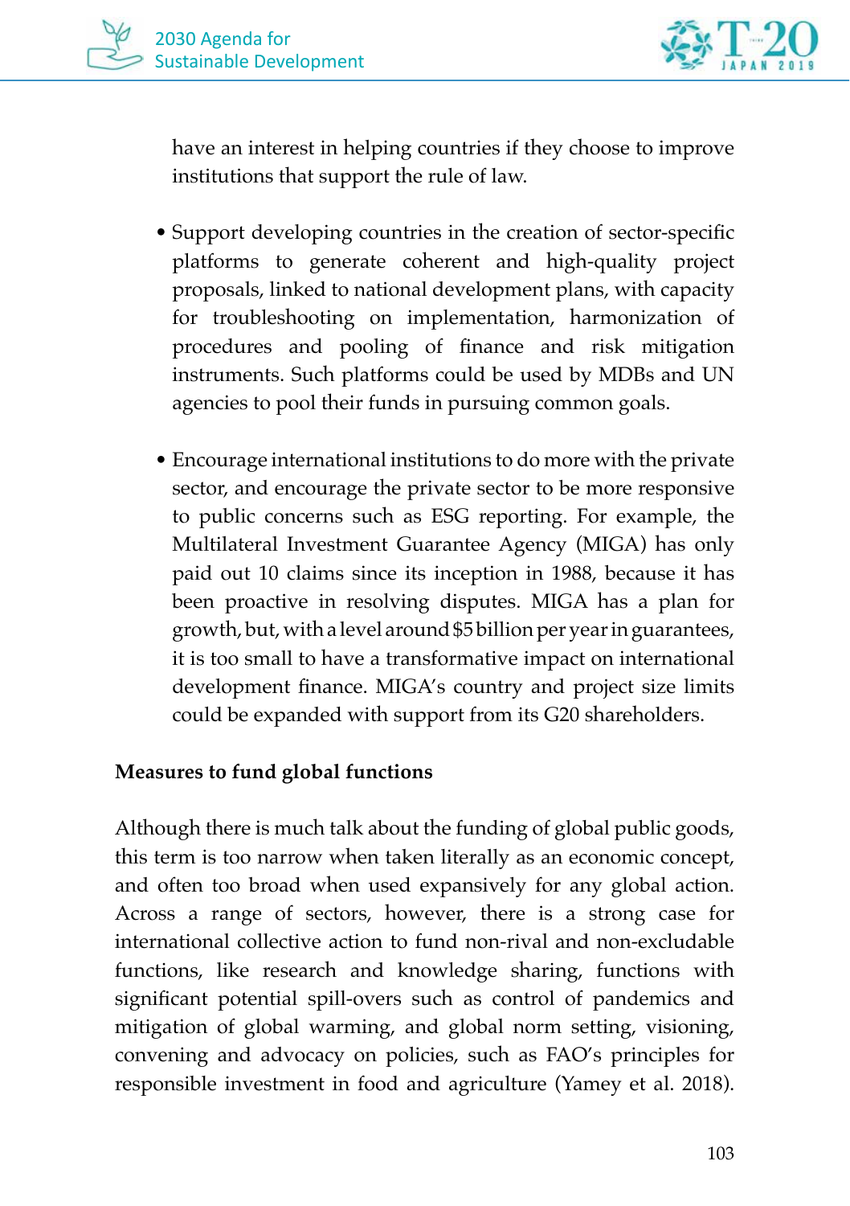have an interest in helping countries if they choose to improve institutions that support the rule of law.

- Support developing countries in the creation of sector-specific platforms to generate coherent and high-quality project proposals, linked to national development plans, with capacity for troubleshooting on implementation, harmonization of procedures and pooling of finance and risk mitigation instruments. Such platforms could be used by MDBs and UN agencies to pool their funds in pursuing common goals.

- Encourage international institutions to do more with the private sector, and encourage the private sector to be more responsive to public concerns such as ESG reporting. For example, the Multilateral Investment Guarantee Agency (MIGA) has only paid out 10 claims since its inception in 1988, because it has been proactive in resolving disputes. MIGA has a plan for growth, but, with a level around $5 billion per year in guarantees, it is too small to have a transformative impact on international development finance. MIGA's country and project size limits could be expanded with support from its G20 shareholders.

**Measures to fund global functions**

Although there is much talk about the funding of global public goods, this term is too narrow when taken literally as an economic concept, and often too broad when used expansively for any global action. Across a range of sectors, however, there is a strong case for international collective action to fund non-rival and non-excludable functions, like research and knowledge sharing, functions with significant potential spill-overs such as control of pandemics and mitigation of global warming, and global norm setting, visioning, convening and advocacy on policies, such as FAO's principles for responsible investment in food and agriculture (Yamey et al. 2018).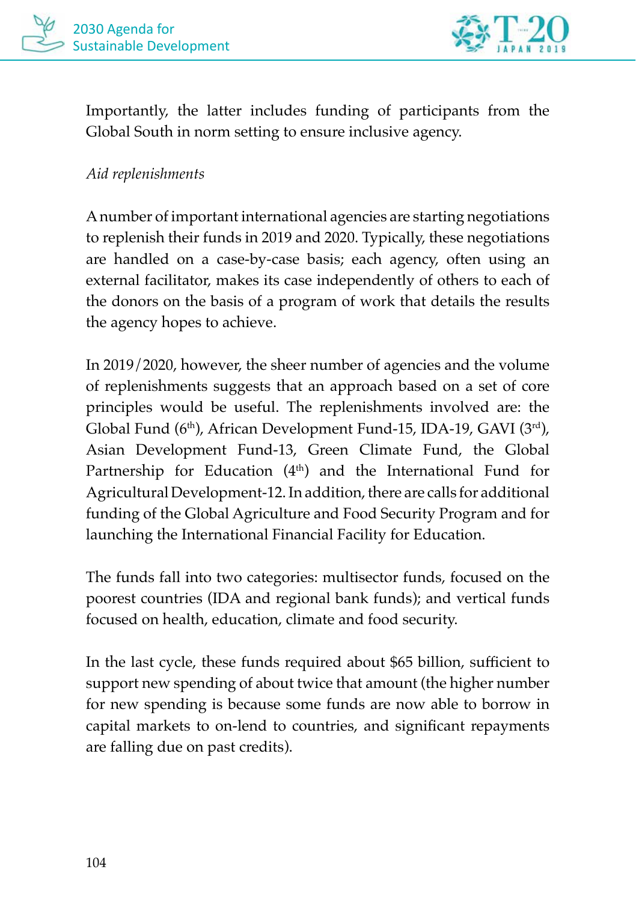Importantly, the latter includes funding of participants from the Global South in norm setting to ensure inclusive agency.

*Aid replenishments*

A number of important international agencies are starting negotiations to replenish their funds in 2019 and 2020. Typically, these negotiations are handled on a case-by-case basis; each agency, often using an external facilitator, makes its case independently of others to each of the donors on the basis of a program of work that details the results the agency hopes to achieve.

In 2019/2020, however, the sheer number of agencies and the volume of replenishments suggests that an approach based on a set of core principles would be useful. The replenishments involved are: the Global Fund (6th), African Development Fund-15, IDA-19, GAVI (3rd), Asian Development Fund-13, Green Climate Fund, the Global Partnership for Education (4th) and the International Fund for Agricultural Development-12. In addition, there are calls for additional funding of the Global Agriculture and Food Security Program and for launching the International Financial Facility for Education.

The funds fall into two categories: multisector funds, focused on the poorest countries (IDA and regional bank funds); and vertical funds focused on health, education, climate and food security.

In the last cycle, these funds required about $65 billion, sufficient to support new spending of about twice that amount (the higher number for new spending is because some funds are now able to borrow in capital markets to on-lend to countries, and significant repayments are falling due on past credits).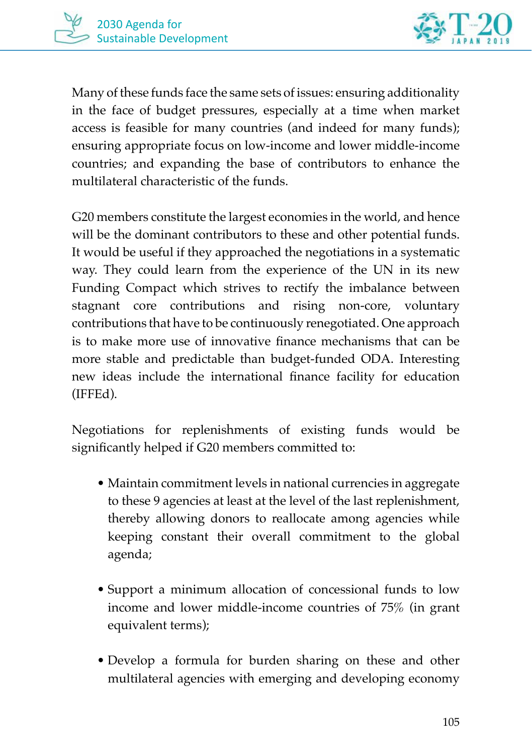Many of these funds face the same sets of issues: ensuring additionality in the face of budget pressures, especially at a time when market access is feasible for many countries (and indeed for many funds); ensuring appropriate focus on low-income and lower middle-income countries; and expanding the base of contributors to enhance the multilateral characteristic of the funds.

G20 members constitute the largest economies in the world, and hence will be the dominant contributors to these and other potential funds. It would be useful if they approached the negotiations in a systematic way. They could learn from the experience of the UN in its new Funding Compact which strives to rectify the imbalance between stagnant core contributions and rising non-core, voluntary contributions that have to be continuously renegotiated. One approach is to make more use of innovative finance mechanisms that can be more stable and predictable than budget-funded ODA. Interesting new ideas include the international finance facility for education (IFFEd).

Negotiations for replenishments of existing funds would be significantly helped if G20 members committed to:

- Maintain commitment levels in national currencies in aggregate to these 9 agencies at least at the level of the last replenishment, thereby allowing donors to reallocate among agencies while keeping constant their overall commitment to the global agenda;

- Support a minimum allocation of concessional funds to low income and lower middle-income countries of 75% (in grant equivalent terms);

- Develop a formula for burden sharing on these and other multilateral agencies with emerging and developing economy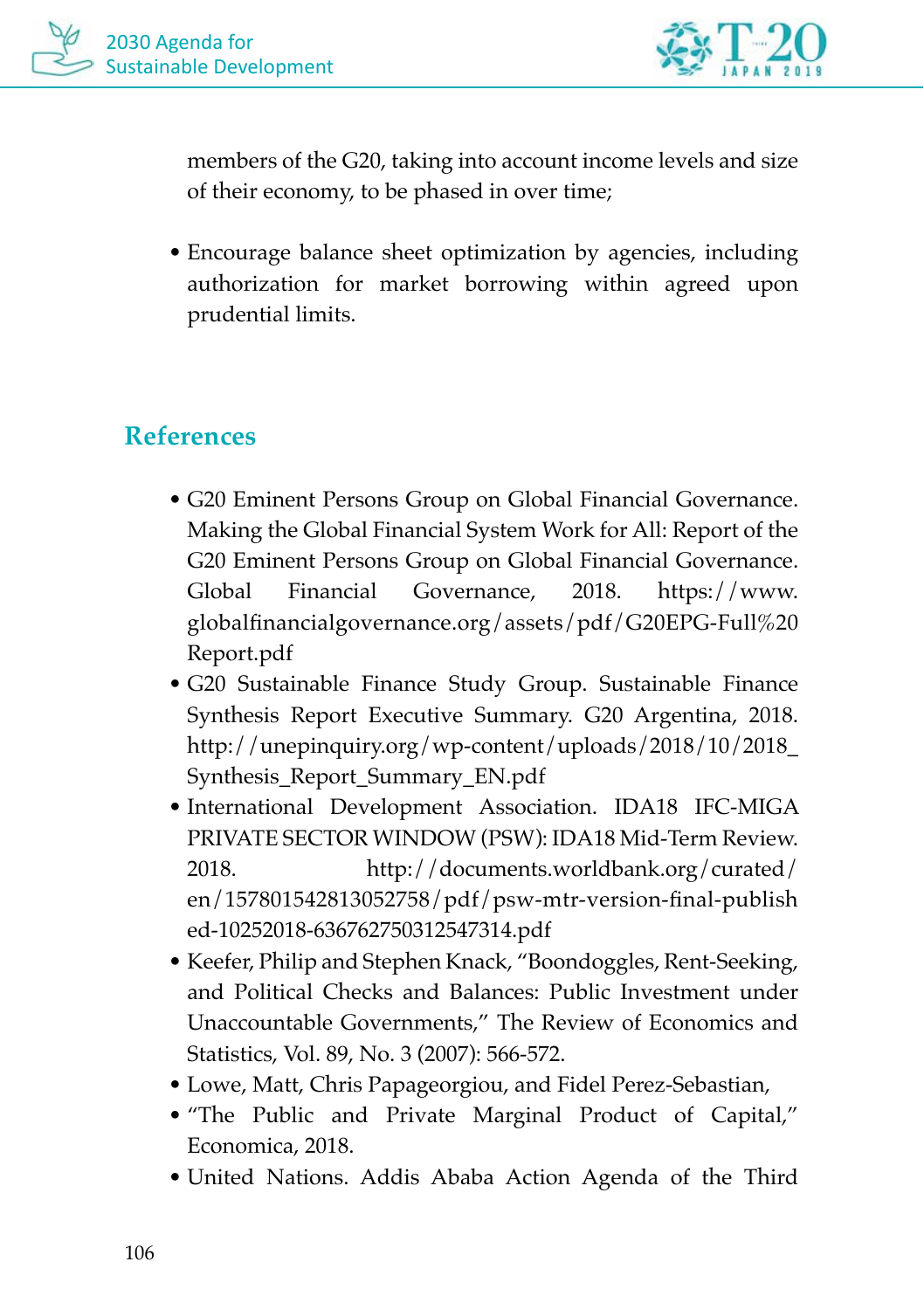members of the G20, taking into account income levels and size of their economy, to be phased in over time;

- Encourage balance sheet optimization by agencies, including authorization for market borrowing within agreed upon prudential limits.

## References

- G20 Eminent Persons Group on Global Financial Governance. Making the Global Financial System Work for All: Report of the G20 Eminent Persons Group on Global Financial Governance. Global Financial Governance, 2018. https://www.globalfinancialgovernance.org/assets/pdf/G20EPG-Full%20 Report.pdf
- G20 Sustainable Finance Study Group. Sustainable Finance Synthesis Report Executive Summary. G20 Argentina, 2018. http://unepinquiry.org/wp-content/uploads/2018/10/2018_Synthesis_Report_Summary_EN.pdf
- International Development Association. IDA18 IFC-MIGA PRIVATE SECTOR WINDOW (PSW): IDA18 Mid-Term Review. 2018. http://documents.worldbank.org/curated/en/157801542813052758/pdf/psw-mtr-version-final-published-10252018-636762750312547314.pdf
- Keefer, Philip and Stephen Knack, "Boondoggles, Rent-Seeking, and Political Checks and Balances: Public Investment under Unaccountable Governments," The Review of Economics and Statistics, Vol. 89, No. 3 (2007): 566-572.
- Lowe, Matt, Chris Papageorgiou, and Fidel Perez-Sebastian,
- "The Public and Private Marginal Product of Capital," Economica, 2018.
- United Nations. Addis Ababa Action Agenda of the Third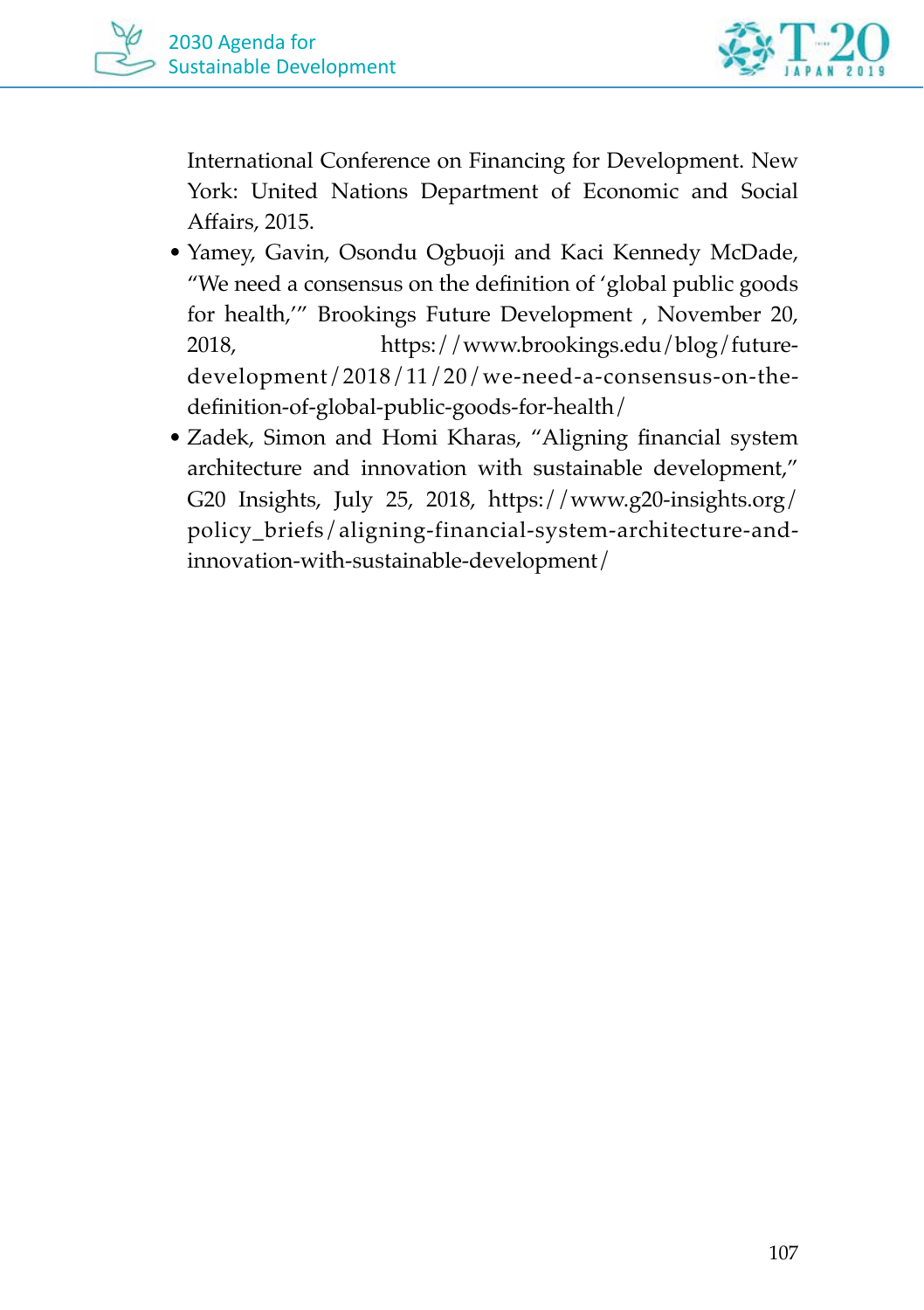International Conference on Financing for Development. New York: United Nations Department of Economic and Social Affairs, 2015.

- Yamey, Gavin, Osondu Ogbuoji and Kaci Kennedy McDade, "We need a consensus on the definition of 'global public goods for health,'" Brookings Future Development , November 20, 2018, https://www.brookings.edu/blog/future-development/2018/11/20/we-need-a-consensus-on-the-definition-of-global-public-goods-for-health/
- Zadek, Simon and Homi Kharas, "Aligning financial system architecture and innovation with sustainable development," G20 Insights, July 25, 2018, https://www.g20-insights.org/policy_briefs/aligning-financial-system-architecture-and-innovation-with-sustainable-development/